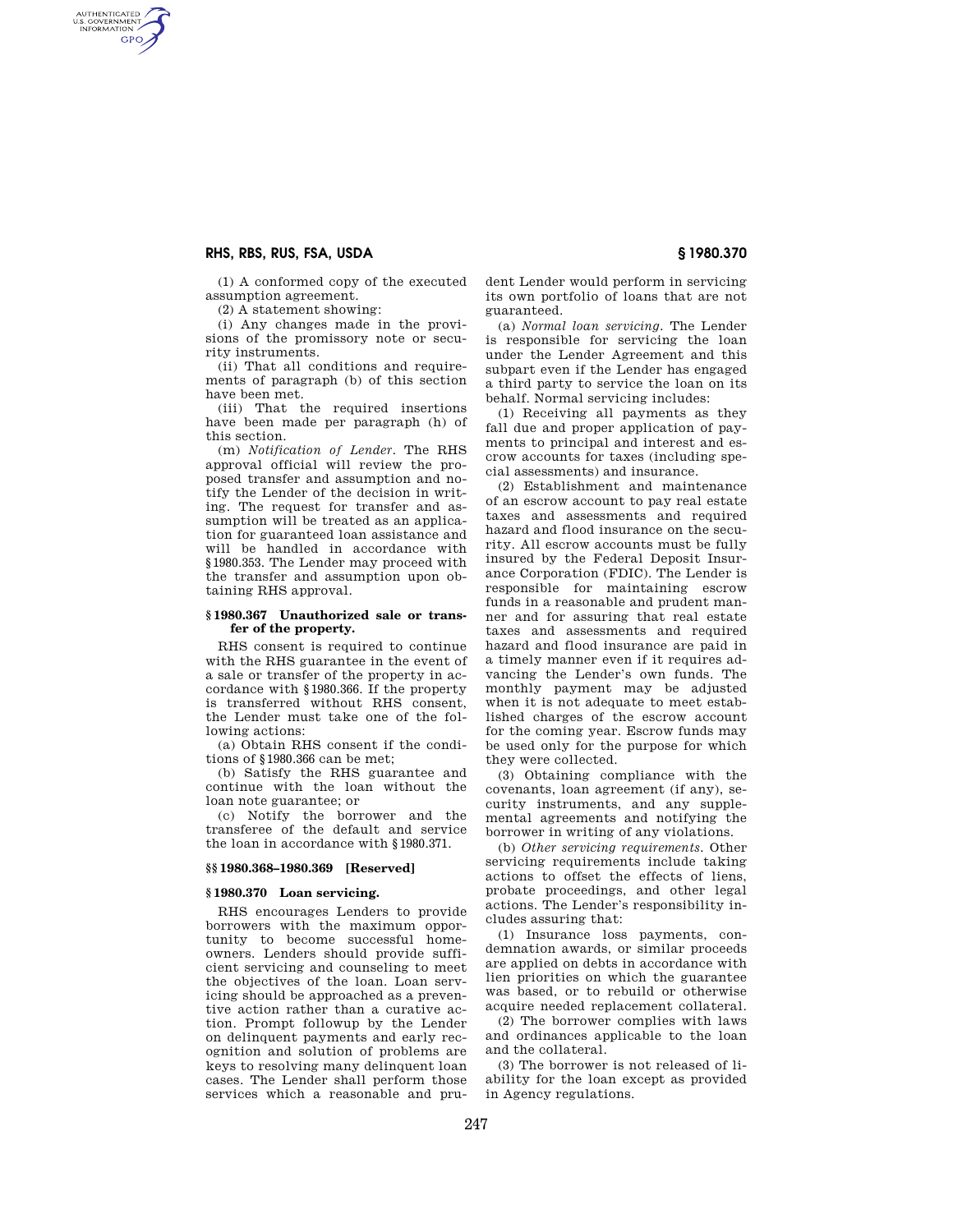(1) A conformed copy of the executed assumption agreement.

(2) A statement showing:

(i) Any changes made in the provisions of the promissory note or security instruments.

(ii) That all conditions and requirements of paragraph (b) of this section have been met.

(iii) That the required insertions have been made per paragraph (h) of this section.

(m) *Notification of Lender.* The RHS approval official will review the proposed transfer and assumption and notify the Lender of the decision in writing. The request for transfer and assumption will be treated as an application for guaranteed loan assistance and will be handled in accordance with §1980.353. The Lender may proceed with the transfer and assumption upon obtaining RHS approval.

### § 1980.367 Unauthorized sale or transfer of the property.

RHS consent is required to continue with the RHS guarantee in the event of a sale or transfer of the property in accordance with §1980.366. If the property is transferred without RHS consent, the Lender must take one of the following actions:

(a) Obtain RHS consent if the conditions of §1980.366 can be met;

(b) Satisfy the RHS guarantee and continue with the loan without the loan note guarantee; or

(c) Notify the borrower and the transferee of the default and service the loan in accordance with §1980.371.

### §§ 1980.368–1980.369 [Reserved]

### § 1980.370 Loan servicing.

RHS encourages Lenders to provide borrowers with the maximum opportunity to become successful homeowners. Lenders should provide sufficient servicing and counseling to meet the objectives of the loan. Loan servicing should be approached as a preventive action rather than a curative action. Prompt followup by the Lender on delinquent payments and early recognition and solution of problems are keys to resolving many delinquent loan cases. The Lender shall perform those services which a reasonable and prudent Lender would perform in servicing its own portfolio of loans that are not guaranteed.

(a) *Normal loan servicing.* The Lender is responsible for servicing the loan under the Lender Agreement and this subpart even if the Lender has engaged a third party to service the loan on its behalf. Normal servicing includes:

(1) Receiving all payments as they fall due and proper application of payments to principal and interest and escrow accounts for taxes (including special assessments) and insurance.

(2) Establishment and maintenance of an escrow account to pay real estate taxes and assessments and required hazard and flood insurance on the security. All escrow accounts must be fully insured by the Federal Deposit Insurance Corporation (FDIC). The Lender is responsible for maintaining escrow funds in a reasonable and prudent manner and for assuring that real estate taxes and assessments and required hazard and flood insurance are paid in a timely manner even if it requires advancing the Lender's own funds. The monthly payment may be adjusted when it is not adequate to meet established charges of the escrow account for the coming year. Escrow funds may be used only for the purpose for which they were collected.

(3) Obtaining compliance with the covenants, loan agreement (if any), security instruments, and any supplemental agreements and notifying the borrower in writing of any violations.

(b) *Other servicing requirements.* Other servicing requirements include taking actions to offset the effects of liens, probate proceedings, and other legal actions. The Lender's responsibility includes assuring that:

(1) Insurance loss payments, condemnation awards, or similar proceeds are applied on debts in accordance with lien priorities on which the guarantee was based, or to rebuild or otherwise acquire needed replacement collateral.

(2) The borrower complies with laws and ordinances applicable to the loan and the collateral.

(3) The borrower is not released of liability for the loan except as provided in Agency regulations.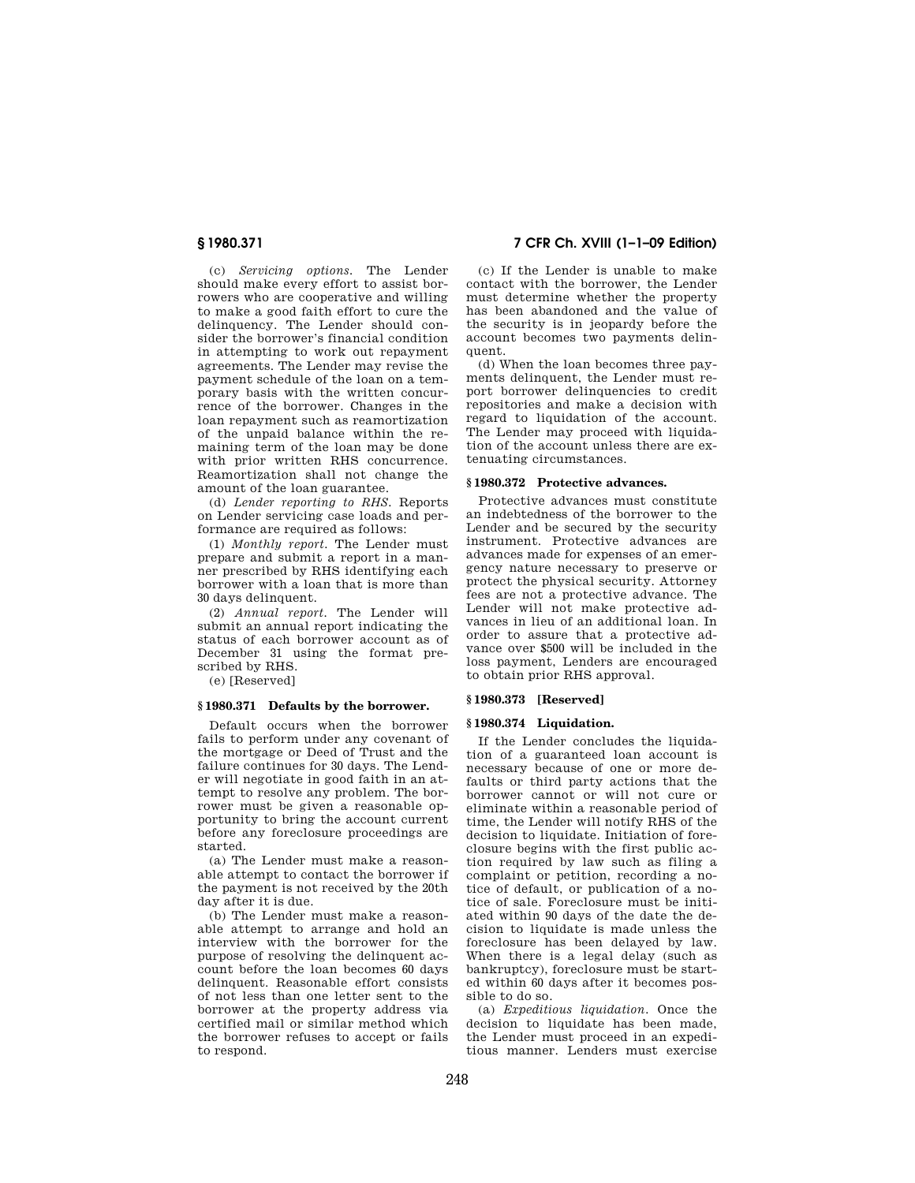(c) *Servicing options.* The Lender should make every effort to assist borrowers who are cooperative and willing to make a good faith effort to cure the delinquency. The Lender should consider the borrower's financial condition in attempting to work out repayment agreements. The Lender may revise the payment schedule of the loan on a temporary basis with the written concurrence of the borrower. Changes in the loan repayment such as reamortization of the unpaid balance within the remaining term of the loan may be done with prior written RHS concurrence. Reamortization shall not change the amount of the loan guarantee.

(d) *Lender reporting to RHS.* Reports on Lender servicing case loads and performance are required as follows:

(1) *Monthly report.* The Lender must prepare and submit a report in a manner prescribed by RHS identifying each borrower with a loan that is more than 30 days delinquent.

(2) *Annual report.* The Lender will submit an annual report indicating the status of each borrower account as of December 31 using the format prescribed by RHS.

(e) [Reserved]

### § 1980.371 Defaults by the borrower.

Default occurs when the borrower fails to perform under any covenant of the mortgage or Deed of Trust and the failure continues for 30 days. The Lender will negotiate in good faith in an attempt to resolve any problem. The borrower must be given a reasonable opportunity to bring the account current before any foreclosure proceedings are started.

(a) The Lender must make a reasonable attempt to contact the borrower if the payment is not received by the 20th day after it is due.

(b) The Lender must make a reasonable attempt to arrange and hold an interview with the borrower for the purpose of resolving the delinquent account before the loan becomes 60 days delinquent. Reasonable effort consists of not less than one letter sent to the borrower at the property address via certified mail or similar method which the borrower refuses to accept or fails to respond.

(c) If the Lender is unable to make contact with the borrower, the Lender must determine whether the property has been abandoned and the value of the security is in jeopardy before the account becomes two payments delinquent.

(d) When the loan becomes three payments delinquent, the Lender must report borrower delinquencies to credit repositories and make a decision with regard to liquidation of the account. The Lender may proceed with liquidation of the account unless there are extenuating circumstances.

### § 1980.372 Protective advances.

Protective advances must constitute an indebtedness of the borrower to the Lender and be secured by the security instrument. Protective advances are advances made for expenses of an emergency nature necessary to preserve or protect the physical security. Attorney fees are not a protective advance. The Lender will not make protective advances in lieu of an additional loan. In order to assure that a protective advance over $500 will be included in the loss payment, Lenders are encouraged to obtain prior RHS approval.

### § 1980.373 [Reserved]

### § 1980.374 Liquidation.

If the Lender concludes the liquidation of a guaranteed loan account is necessary because of one or more defaults or third party actions that the borrower cannot or will not cure or eliminate within a reasonable period of time, the Lender will notify RHS of the decision to liquidate. Initiation of foreclosure begins with the first public action required by law such as filing a complaint or petition, recording a notice of default, or publication of a notice of sale. Foreclosure must be initiated within 90 days of the date the decision to liquidate is made unless the foreclosure has been delayed by law. When there is a legal delay (such as bankruptcy), foreclosure must be started within 60 days after it becomes possible to do so.

(a) *Expeditious liquidation.* Once the decision to liquidate has been made, the Lender must proceed in an expeditious manner. Lenders must exercise